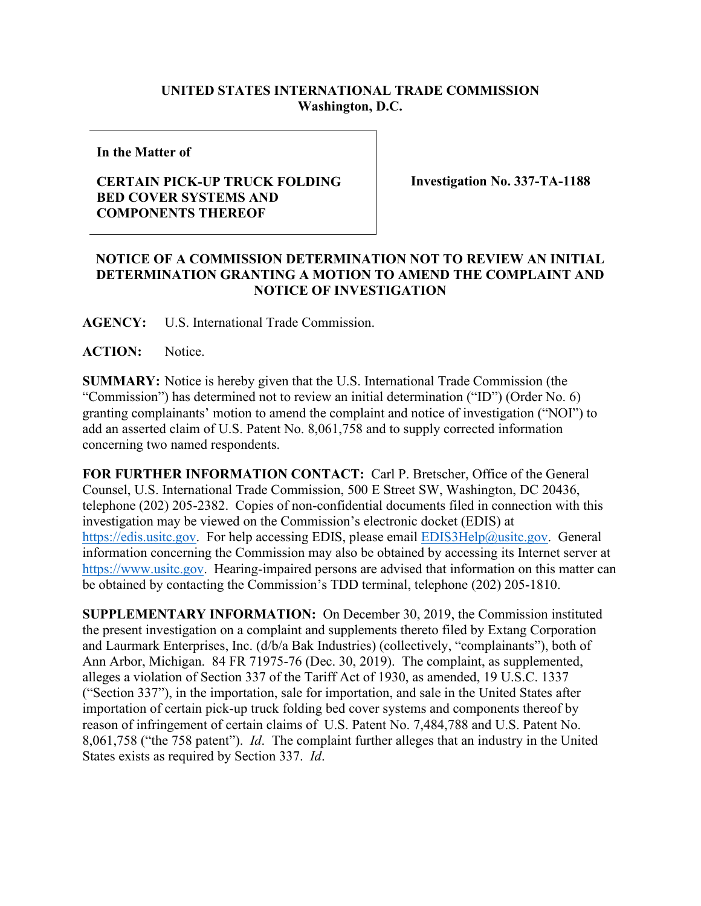**UNITED STATES INTERNATIONAL TRADE COMMISSION**
**Washington, D.C.**

| **In the Matter of**<br><br>**CERTAIN PICK-UP TRUCK FOLDING BED COVER SYSTEMS AND COMPONENTS THEREOF** | **Investigation No. 337-TA-1188** |
|---|---|

**NOTICE OF A COMMISSION DETERMINATION NOT TO REVIEW AN INITIAL DETERMINATION GRANTING A MOTION TO AMEND THE COMPLAINT AND NOTICE OF INVESTIGATION**

**AGENCY:** U.S. International Trade Commission.

**ACTION:** Notice.

**SUMMARY:** Notice is hereby given that the U.S. International Trade Commission (the "Commission") has determined not to review an initial determination ("ID") (Order No. 6) granting complainants' motion to amend the complaint and notice of investigation ("NOI") to add an asserted claim of U.S. Patent No. 8,061,758 and to supply corrected information concerning two named respondents.

**FOR FURTHER INFORMATION CONTACT:** Carl P. Bretscher, Office of the General Counsel, U.S. International Trade Commission, 500 E Street SW, Washington, DC 20436, telephone (202) 205-2382. Copies of non-confidential documents filed in connection with this investigation may be viewed on the Commission's electronic docket (EDIS) at https://edis.usitc.gov. For help accessing EDIS, please email EDIS3Help@usitc.gov. General information concerning the Commission may also be obtained by accessing its Internet server at https://www.usitc.gov. Hearing-impaired persons are advised that information on this matter can be obtained by contacting the Commission's TDD terminal, telephone (202) 205-1810.

**SUPPLEMENTARY INFORMATION:** On December 30, 2019, the Commission instituted the present investigation on a complaint and supplements thereto filed by Extang Corporation and Laurmark Enterprises, Inc. (d/b/a Bak Industries) (collectively, "complainants"), both of Ann Arbor, Michigan. 84 FR 71975-76 (Dec. 30, 2019). The complaint, as supplemented, alleges a violation of Section 337 of the Tariff Act of 1930, as amended, 19 U.S.C. 1337 ("Section 337"), in the importation, sale for importation, and sale in the United States after importation of certain pick-up truck folding bed cover systems and components thereof by reason of infringement of certain claims of U.S. Patent No. 7,484,788 and U.S. Patent No. 8,061,758 ("the 758 patent"). *Id*. The complaint further alleges that an industry in the United States exists as required by Section 337. *Id*.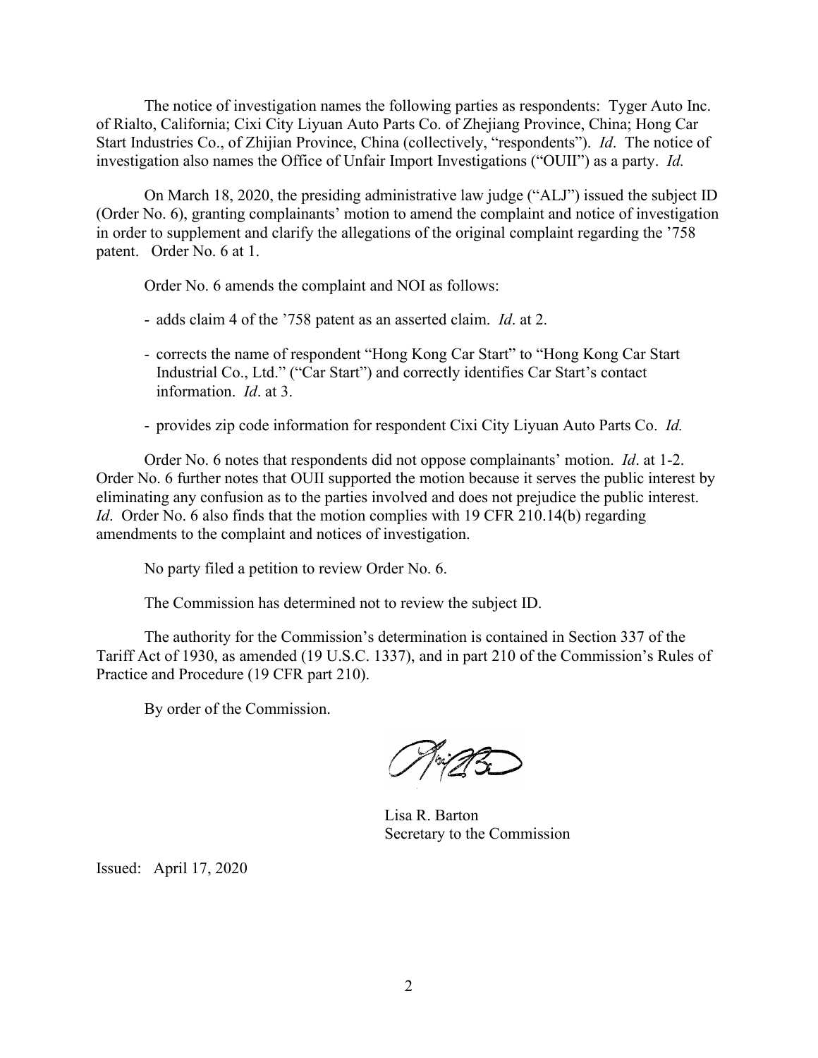The notice of investigation names the following parties as respondents: Tyger Auto Inc. of Rialto, California; Cixi City Liyuan Auto Parts Co. of Zhejiang Province, China; Hong Car Start Industries Co., of Zhijian Province, China (collectively, "respondents"). *Id*. The notice of investigation also names the Office of Unfair Import Investigations ("OUII") as a party. *Id.*

On March 18, 2020, the presiding administrative law judge ("ALJ") issued the subject ID (Order No. 6), granting complainants' motion to amend the complaint and notice of investigation in order to supplement and clarify the allegations of the original complaint regarding the '758 patent. Order No. 6 at 1.

Order No. 6 amends the complaint and NOI as follows:

- adds claim 4 of the '758 patent as an asserted claim. *Id*. at 2.
- corrects the name of respondent "Hong Kong Car Start" to "Hong Kong Car Start Industrial Co., Ltd." ("Car Start") and correctly identifies Car Start's contact information. *Id*. at 3.
- provides zip code information for respondent Cixi City Liyuan Auto Parts Co. *Id.*

Order No. 6 notes that respondents did not oppose complainants' motion. *Id*. at 1-2. Order No. 6 further notes that OUII supported the motion because it serves the public interest by eliminating any confusion as to the parties involved and does not prejudice the public interest. *Id*. Order No. 6 also finds that the motion complies with 19 CFR 210.14(b) regarding amendments to the complaint and notices of investigation.

No party filed a petition to review Order No. 6.

The Commission has determined not to review the subject ID.

The authority for the Commission's determination is contained in Section 337 of the Tariff Act of 1930, as amended (19 U.S.C. 1337), and in part 210 of the Commission's Rules of Practice and Procedure (19 CFR part 210).

By order of the Commission.

Lisa R. Barton
Secretary to the Commission

Issued: April 17, 2020